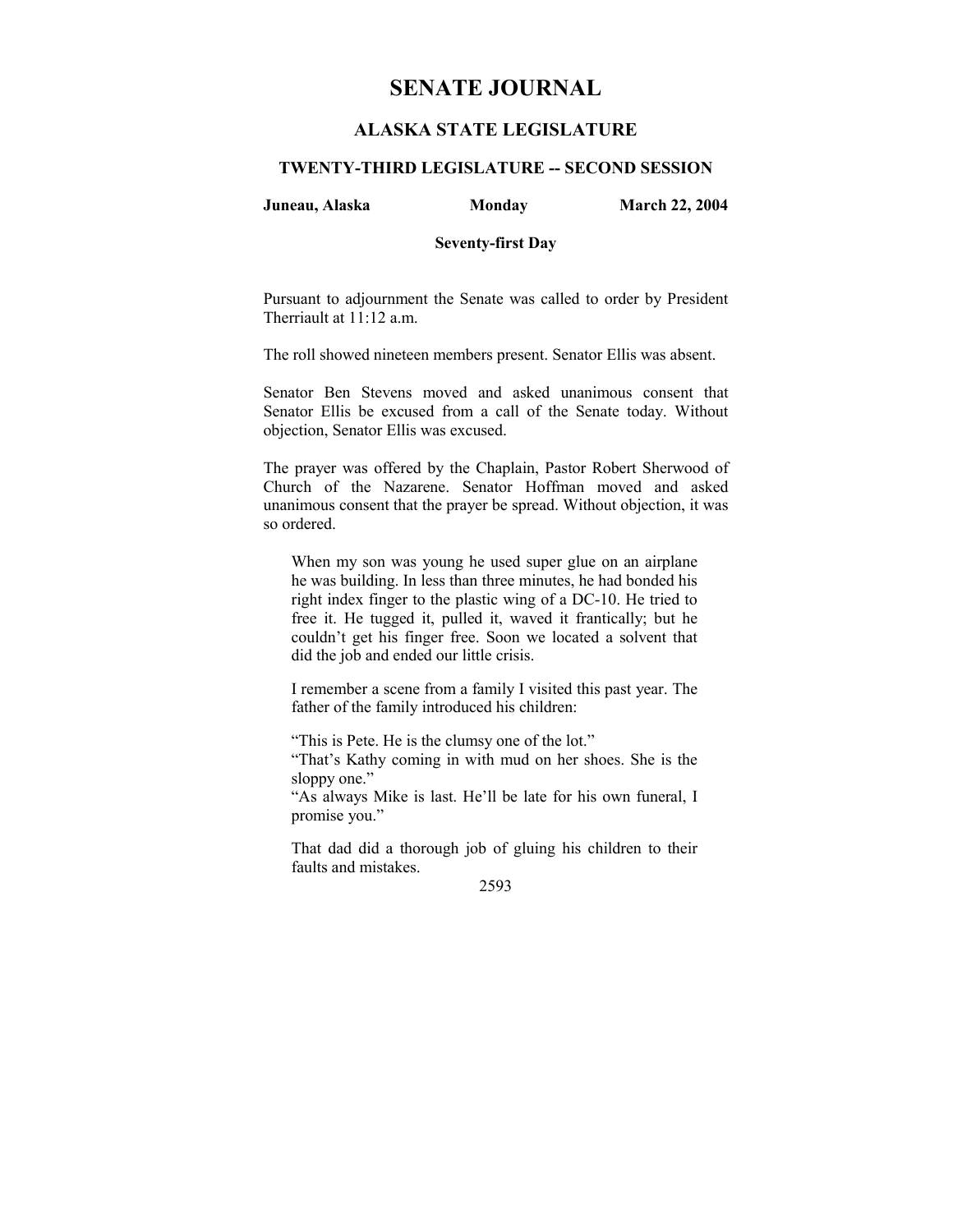# SENATE JOURNAL

## ALASKA STATE LEGISLATURE

### TWENTY-THIRD LEGISLATURE -- SECOND SESSION

**Juneau, Alaska** **Monday** **March 22, 2004**

**Seventy-first Day**

Pursuant to adjournment the Senate was called to order by President Therriault at 11:12 a.m.

The roll showed nineteen members present. Senator Ellis was absent.

Senator Ben Stevens moved and asked unanimous consent that Senator Ellis be excused from a call of the Senate today. Without objection, Senator Ellis was excused.

The prayer was offered by the Chaplain, Pastor Robert Sherwood of Church of the Nazarene. Senator Hoffman moved and asked unanimous consent that the prayer be spread. Without objection, it was so ordered.

> When my son was young he used super glue on an airplane he was building. In less than three minutes, he had bonded his right index finger to the plastic wing of a DC-10. He tried to free it. He tugged it, pulled it, waved it frantically; but he couldn't get his finger free. Soon we located a solvent that did the job and ended our little crisis.
>
> I remember a scene from a family I visited this past year. The father of the family introduced his children:
>
> "This is Pete. He is the clumsy one of the lot."
> "That's Kathy coming in with mud on her shoes. She is the sloppy one."
> "As always Mike is last. He'll be late for his own funeral, I promise you."
>
> That dad did a thorough job of gluing his children to their faults and mistakes.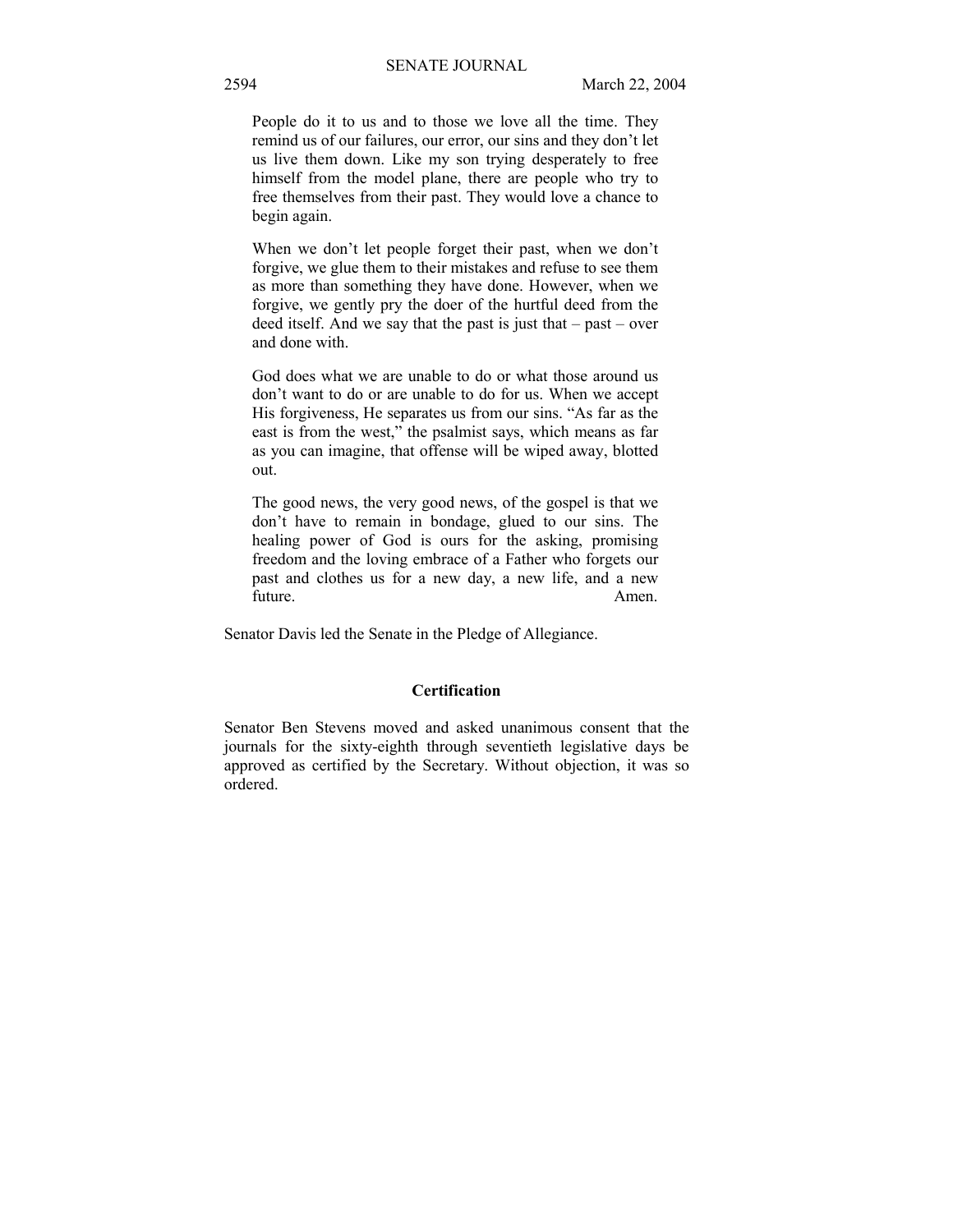People do it to us and to those we love all the time. They remind us of our failures, our error, our sins and they don't let us live them down. Like my son trying desperately to free himself from the model plane, there are people who try to free themselves from their past. They would love a chance to begin again.

When we don't let people forget their past, when we don't forgive, we glue them to their mistakes and refuse to see them as more than something they have done. However, when we forgive, we gently pry the doer of the hurtful deed from the deed itself. And we say that the past is just that – past – over and done with.

God does what we are unable to do or what those around us don't want to do or are unable to do for us. When we accept His forgiveness, He separates us from our sins. "As far as the east is from the west," the psalmist says, which means as far as you can imagine, that offense will be wiped away, blotted out.

The good news, the very good news, of the gospel is that we don't have to remain in bondage, glued to our sins. The healing power of God is ours for the asking, promising freedom and the loving embrace of a Father who forgets our past and clothes us for a new day, a new life, and a new future. Amen.

Senator Davis led the Senate in the Pledge of Allegiance.

**Certification**

Senator Ben Stevens moved and asked unanimous consent that the journals for the sixty-eighth through seventieth legislative days be approved as certified by the Secretary. Without objection, it was so ordered.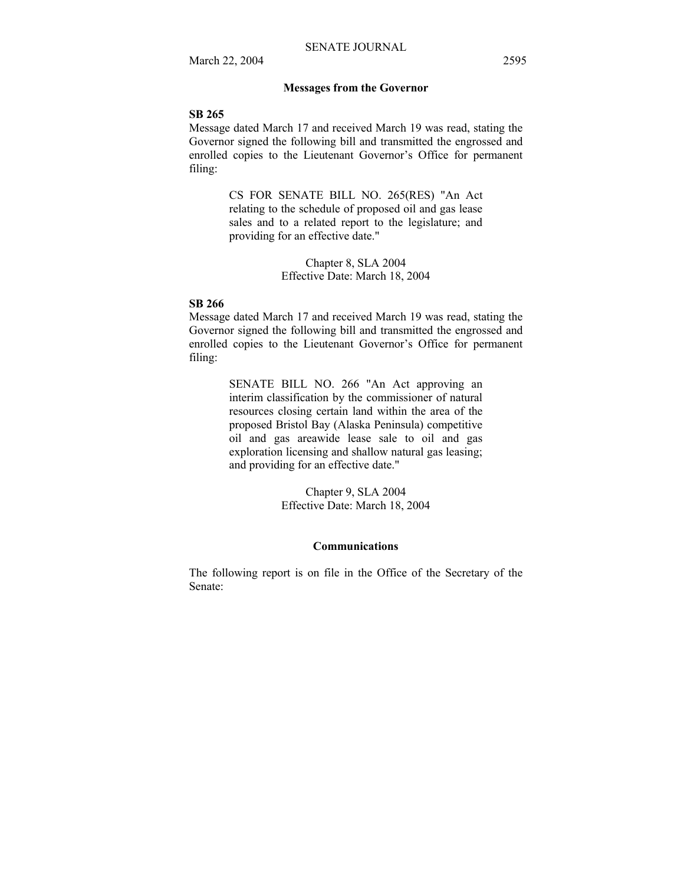## Messages from the Governor

**SB 265**

Message dated March 17 and received March 19 was read, stating the Governor signed the following bill and transmitted the engrossed and enrolled copies to the Lieutenant Governor's Office for permanent filing:

> CS FOR SENATE BILL NO. 265(RES) "An Act relating to the schedule of proposed oil and gas lease sales and to a related report to the legislature; and providing for an effective date."
>
> Chapter 8, SLA 2004
> Effective Date: March 18, 2004

**SB 266**

Message dated March 17 and received March 19 was read, stating the Governor signed the following bill and transmitted the engrossed and enrolled copies to the Lieutenant Governor's Office for permanent filing:

> SENATE BILL NO. 266 "An Act approving an interim classification by the commissioner of natural resources closing certain land within the area of the proposed Bristol Bay (Alaska Peninsula) competitive oil and gas areawide lease sale to oil and gas exploration licensing and shallow natural gas leasing; and providing for an effective date."
>
> Chapter 9, SLA 2004
> Effective Date: March 18, 2004

## Communications

The following report is on file in the Office of the Secretary of the Senate: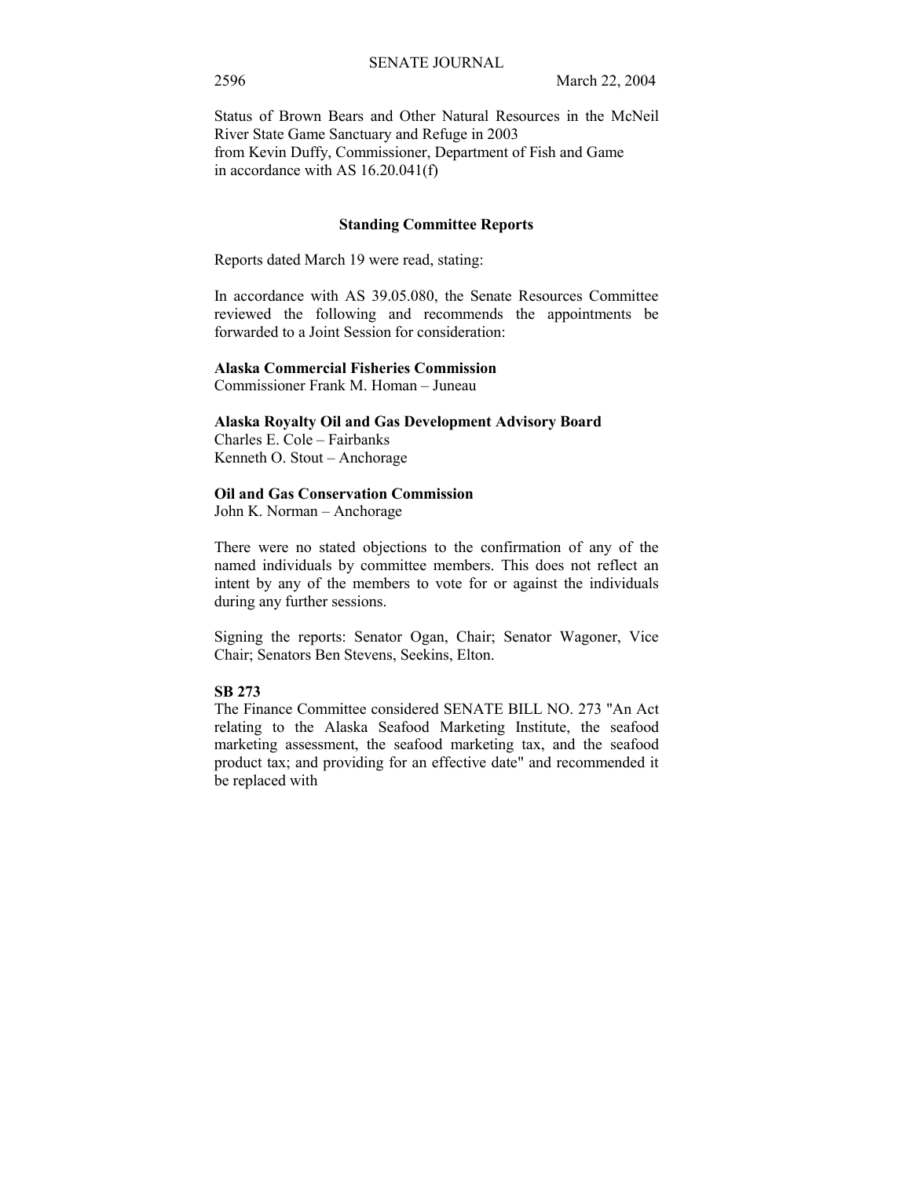Status of Brown Bears and Other Natural Resources in the McNeil River State Game Sanctuary and Refuge in 2003
from Kevin Duffy, Commissioner, Department of Fish and Game
in accordance with AS 16.20.041(f)

## Standing Committee Reports

Reports dated March 19 were read, stating:

In accordance with AS 39.05.080, the Senate Resources Committee reviewed the following and recommends the appointments be forwarded to a Joint Session for consideration:

**Alaska Commercial Fisheries Commission**
Commissioner Frank M. Homan – Juneau

**Alaska Royalty Oil and Gas Development Advisory Board**
Charles E. Cole – Fairbanks
Kenneth O. Stout – Anchorage

**Oil and Gas Conservation Commission**
John K. Norman – Anchorage

There were no stated objections to the confirmation of any of the named individuals by committee members. This does not reflect an intent by any of the members to vote for or against the individuals during any further sessions.

Signing the reports: Senator Ogan, Chair; Senator Wagoner, Vice Chair; Senators Ben Stevens, Seekins, Elton.

**SB 273**
The Finance Committee considered SENATE BILL NO. 273 "An Act relating to the Alaska Seafood Marketing Institute, the seafood marketing assessment, the seafood marketing tax, and the seafood product tax; and providing for an effective date" and recommended it be replaced with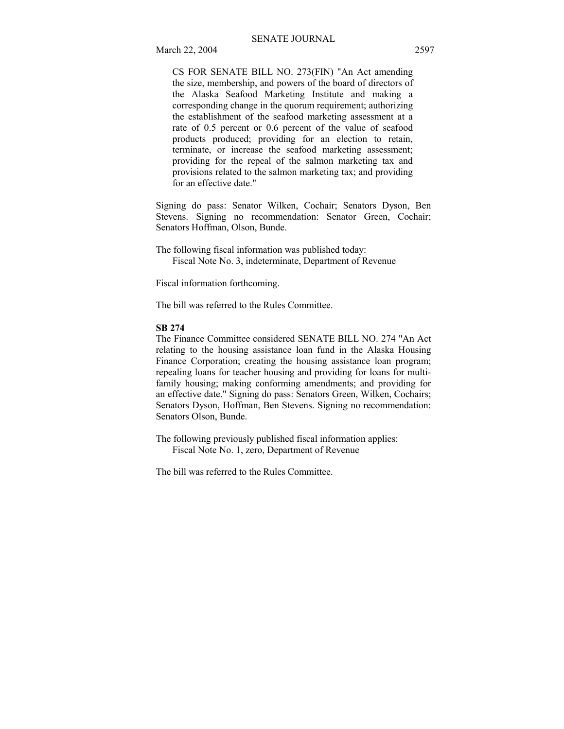CS FOR SENATE BILL NO. 273(FIN) "An Act amending the size, membership, and powers of the board of directors of the Alaska Seafood Marketing Institute and making a corresponding change in the quorum requirement; authorizing the establishment of the seafood marketing assessment at a rate of 0.5 percent or 0.6 percent of the value of seafood products produced; providing for an election to retain, terminate, or increase the seafood marketing assessment; providing for the repeal of the salmon marketing tax and provisions related to the salmon marketing tax; and providing for an effective date."

Signing do pass: Senator Wilken, Cochair; Senators Dyson, Ben Stevens. Signing no recommendation: Senator Green, Cochair; Senators Hoffman, Olson, Bunde.

The following fiscal information was published today:
Fiscal Note No. 3, indeterminate, Department of Revenue

Fiscal information forthcoming.

The bill was referred to the Rules Committee.

**SB 274**

The Finance Committee considered SENATE BILL NO. 274 "An Act relating to the housing assistance loan fund in the Alaska Housing Finance Corporation; creating the housing assistance loan program; repealing loans for teacher housing and providing for loans for multi-family housing; making conforming amendments; and providing for an effective date." Signing do pass: Senators Green, Wilken, Cochairs; Senators Dyson, Hoffman, Ben Stevens. Signing no recommendation: Senators Olson, Bunde.

The following previously published fiscal information applies:
Fiscal Note No. 1, zero, Department of Revenue

The bill was referred to the Rules Committee.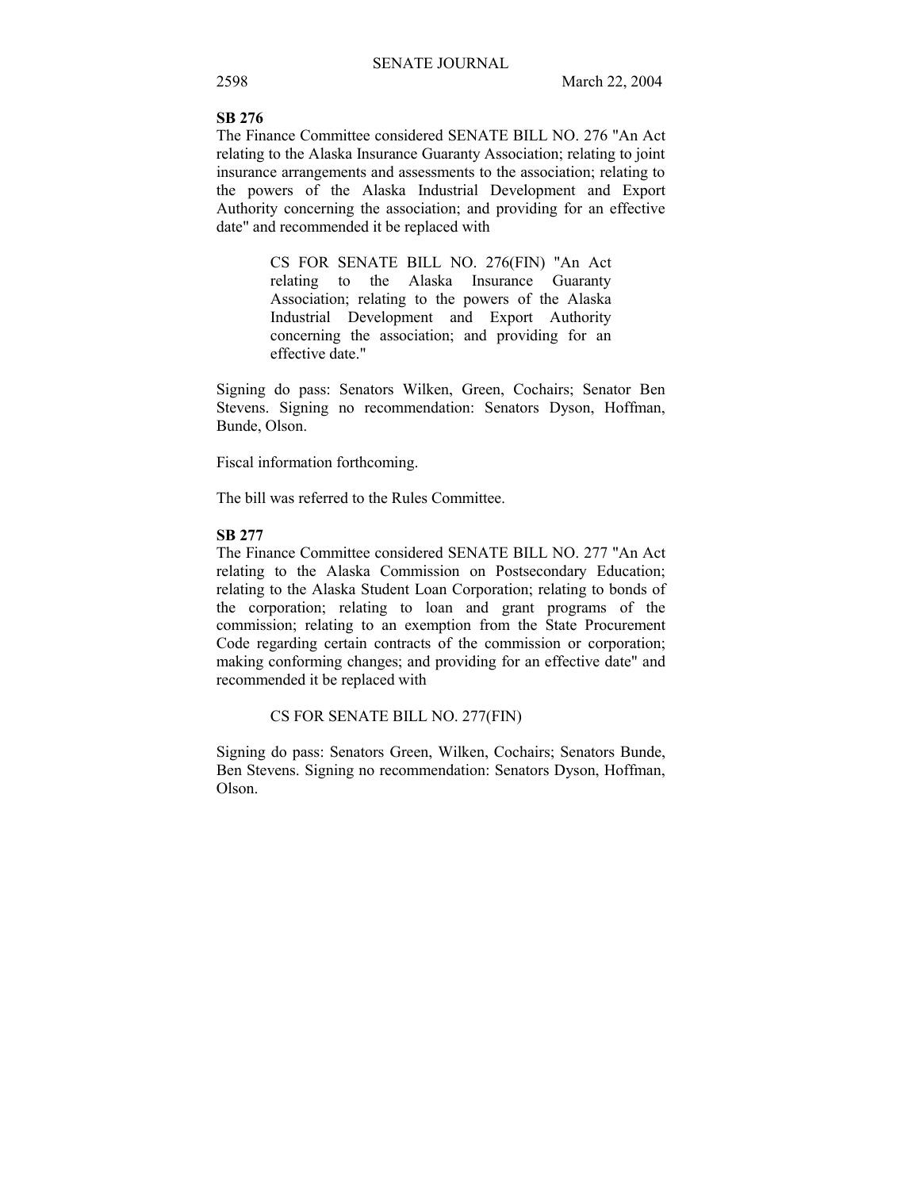**SB 276**

The Finance Committee considered SENATE BILL NO. 276 "An Act relating to the Alaska Insurance Guaranty Association; relating to joint insurance arrangements and assessments to the association; relating to the powers of the Alaska Industrial Development and Export Authority concerning the association; and providing for an effective date" and recommended it be replaced with

> CS FOR SENATE BILL NO. 276(FIN) "An Act relating to the Alaska Insurance Guaranty Association; relating to the powers of the Alaska Industrial Development and Export Authority concerning the association; and providing for an effective date."

Signing do pass: Senators Wilken, Green, Cochairs; Senator Ben Stevens. Signing no recommendation: Senators Dyson, Hoffman, Bunde, Olson.

Fiscal information forthcoming.

The bill was referred to the Rules Committee.

**SB 277**

The Finance Committee considered SENATE BILL NO. 277 "An Act relating to the Alaska Commission on Postsecondary Education; relating to the Alaska Student Loan Corporation; relating to bonds of the corporation; relating to loan and grant programs of the commission; relating to an exemption from the State Procurement Code regarding certain contracts of the commission or corporation; making conforming changes; and providing for an effective date" and recommended it be replaced with

> CS FOR SENATE BILL NO. 277(FIN)

Signing do pass: Senators Green, Wilken, Cochairs; Senators Bunde, Ben Stevens. Signing no recommendation: Senators Dyson, Hoffman, Olson.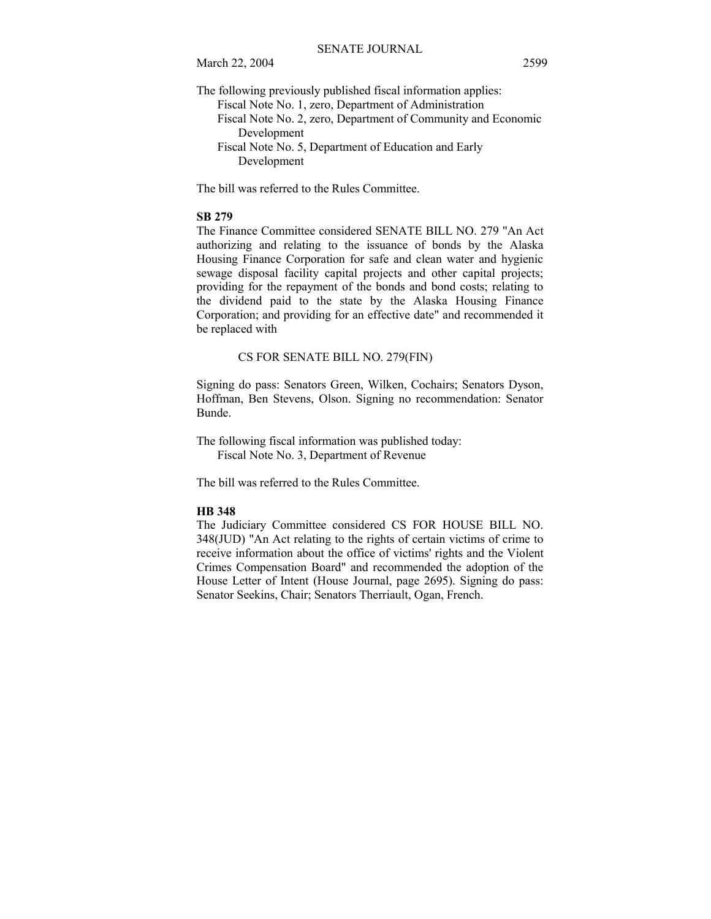The following previously published fiscal information applies:

Fiscal Note No. 1, zero, Department of Administration
Fiscal Note No. 2, zero, Department of Community and Economic Development
Fiscal Note No. 5, Department of Education and Early Development

The bill was referred to the Rules Committee.

**SB 279**

The Finance Committee considered SENATE BILL NO. 279 "An Act authorizing and relating to the issuance of bonds by the Alaska Housing Finance Corporation for safe and clean water and hygienic sewage disposal facility capital projects and other capital projects; providing for the repayment of the bonds and bond costs; relating to the dividend paid to the state by the Alaska Housing Finance Corporation; and providing for an effective date" and recommended it be replaced with

CS FOR SENATE BILL NO. 279(FIN)

Signing do pass: Senators Green, Wilken, Cochairs; Senators Dyson, Hoffman, Ben Stevens, Olson. Signing no recommendation: Senator Bunde.

The following fiscal information was published today:

Fiscal Note No. 3, Department of Revenue

The bill was referred to the Rules Committee.

**HB 348**

The Judiciary Committee considered CS FOR HOUSE BILL NO. 348(JUD) "An Act relating to the rights of certain victims of crime to receive information about the office of victims' rights and the Violent Crimes Compensation Board" and recommended the adoption of the House Letter of Intent (House Journal, page 2695). Signing do pass: Senator Seekins, Chair; Senators Therriault, Ogan, French.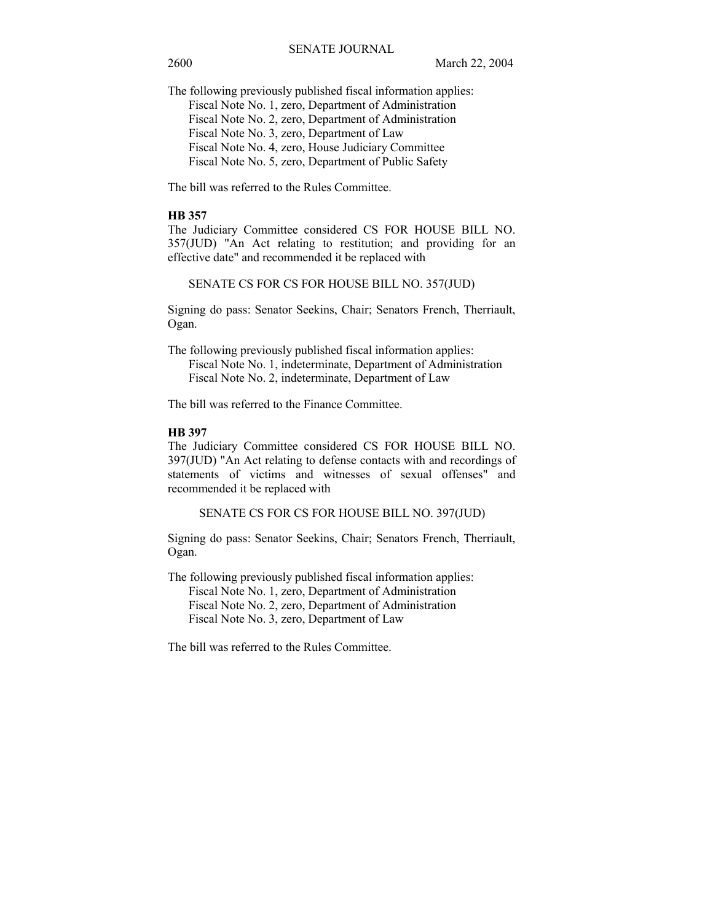The following previously published fiscal information applies:
Fiscal Note No. 1, zero, Department of Administration
Fiscal Note No. 2, zero, Department of Administration
Fiscal Note No. 3, zero, Department of Law
Fiscal Note No. 4, zero, House Judiciary Committee
Fiscal Note No. 5, zero, Department of Public Safety

The bill was referred to the Rules Committee.

**HB 357**

The Judiciary Committee considered CS FOR HOUSE BILL NO. 357(JUD) "An Act relating to restitution; and providing for an effective date" and recommended it be replaced with

SENATE CS FOR CS FOR HOUSE BILL NO. 357(JUD)

Signing do pass: Senator Seekins, Chair; Senators French, Therriault, Ogan.

The following previously published fiscal information applies:
Fiscal Note No. 1, indeterminate, Department of Administration
Fiscal Note No. 2, indeterminate, Department of Law

The bill was referred to the Finance Committee.

**HB 397**

The Judiciary Committee considered CS FOR HOUSE BILL NO. 397(JUD) "An Act relating to defense contacts with and recordings of statements of victims and witnesses of sexual offenses" and recommended it be replaced with

SENATE CS FOR CS FOR HOUSE BILL NO. 397(JUD)

Signing do pass: Senator Seekins, Chair; Senators French, Therriault, Ogan.

The following previously published fiscal information applies:
Fiscal Note No. 1, zero, Department of Administration
Fiscal Note No. 2, zero, Department of Administration
Fiscal Note No. 3, zero, Department of Law

The bill was referred to the Rules Committee.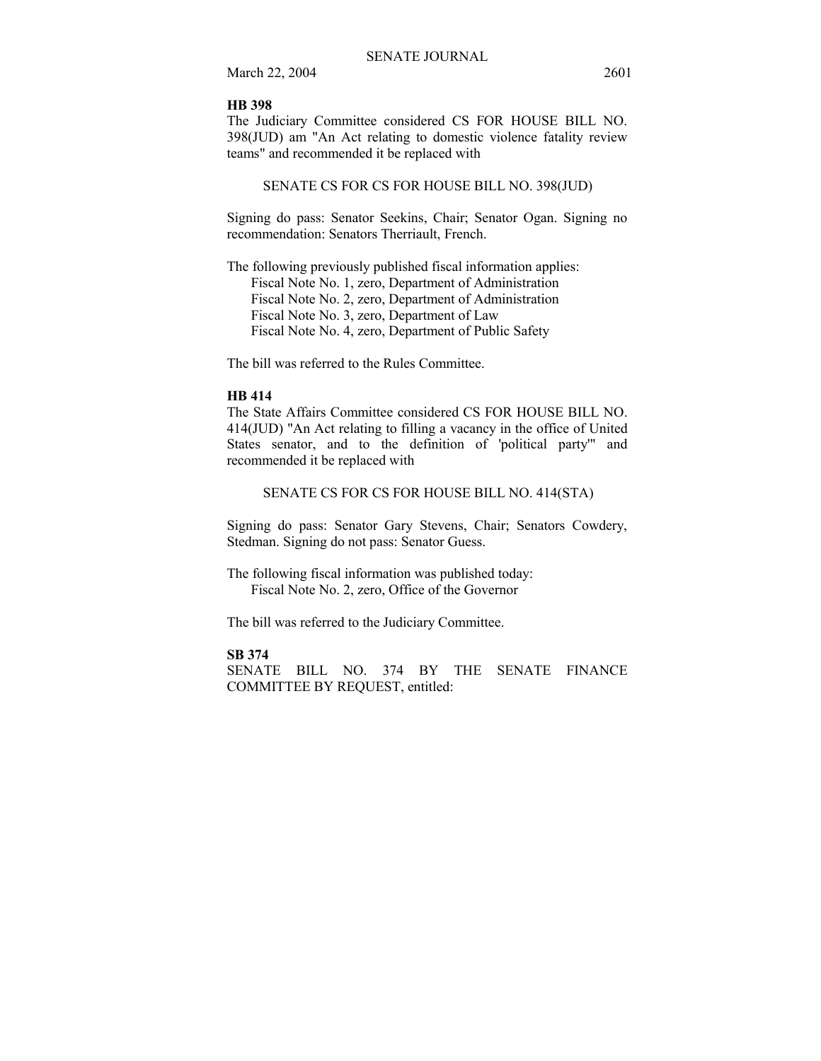**HB 398**

The Judiciary Committee considered CS FOR HOUSE BILL NO. 398(JUD) am "An Act relating to domestic violence fatality review teams" and recommended it be replaced with

SENATE CS FOR CS FOR HOUSE BILL NO. 398(JUD)

Signing do pass: Senator Seekins, Chair; Senator Ogan. Signing no recommendation: Senators Therriault, French.

The following previously published fiscal information applies:

Fiscal Note No. 1, zero, Department of Administration
Fiscal Note No. 2, zero, Department of Administration
Fiscal Note No. 3, zero, Department of Law
Fiscal Note No. 4, zero, Department of Public Safety

The bill was referred to the Rules Committee.

**HB 414**

The State Affairs Committee considered CS FOR HOUSE BILL NO. 414(JUD) "An Act relating to filling a vacancy in the office of United States senator, and to the definition of 'political party'" and recommended it be replaced with

SENATE CS FOR CS FOR HOUSE BILL NO. 414(STA)

Signing do pass: Senator Gary Stevens, Chair; Senators Cowdery, Stedman. Signing do not pass: Senator Guess.

The following fiscal information was published today:

Fiscal Note No. 2, zero, Office of the Governor

The bill was referred to the Judiciary Committee.

**SB 374**

SENATE BILL NO. 374 BY THE SENATE FINANCE COMMITTEE BY REQUEST, entitled: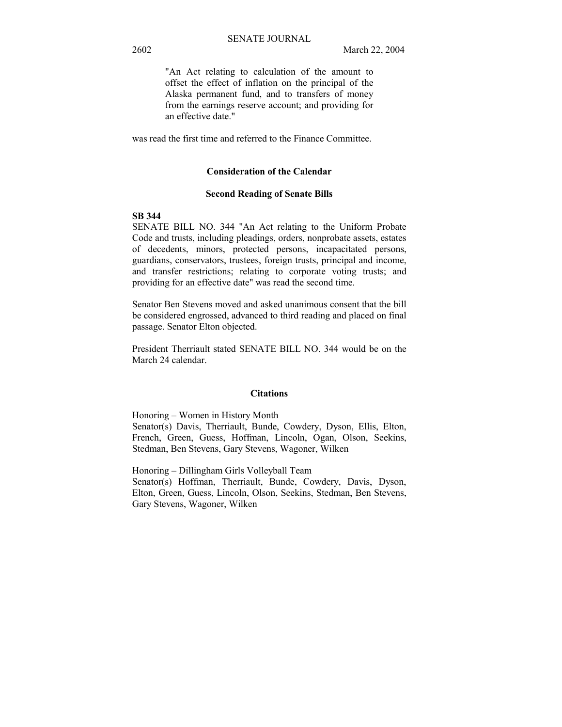"An Act relating to calculation of the amount to offset the effect of inflation on the principal of the Alaska permanent fund, and to transfers of money from the earnings reserve account; and providing for an effective date."

was read the first time and referred to the Finance Committee.

## Consideration of the Calendar

### Second Reading of Senate Bills

**SB 344**

SENATE BILL NO. 344 "An Act relating to the Uniform Probate Code and trusts, including pleadings, orders, nonprobate assets, estates of decedents, minors, protected persons, incapacitated persons, guardians, conservators, trustees, foreign trusts, principal and income, and transfer restrictions; relating to corporate voting trusts; and providing for an effective date" was read the second time.

Senator Ben Stevens moved and asked unanimous consent that the bill be considered engrossed, advanced to third reading and placed on final passage. Senator Elton objected.

President Therriault stated SENATE BILL NO. 344 would be on the March 24 calendar.

## Citations

Honoring – Women in History Month
Senator(s) Davis, Therriault, Bunde, Cowdery, Dyson, Ellis, Elton, French, Green, Guess, Hoffman, Lincoln, Ogan, Olson, Seekins, Stedman, Ben Stevens, Gary Stevens, Wagoner, Wilken

Honoring – Dillingham Girls Volleyball Team
Senator(s) Hoffman, Therriault, Bunde, Cowdery, Davis, Dyson, Elton, Green, Guess, Lincoln, Olson, Seekins, Stedman, Ben Stevens, Gary Stevens, Wagoner, Wilken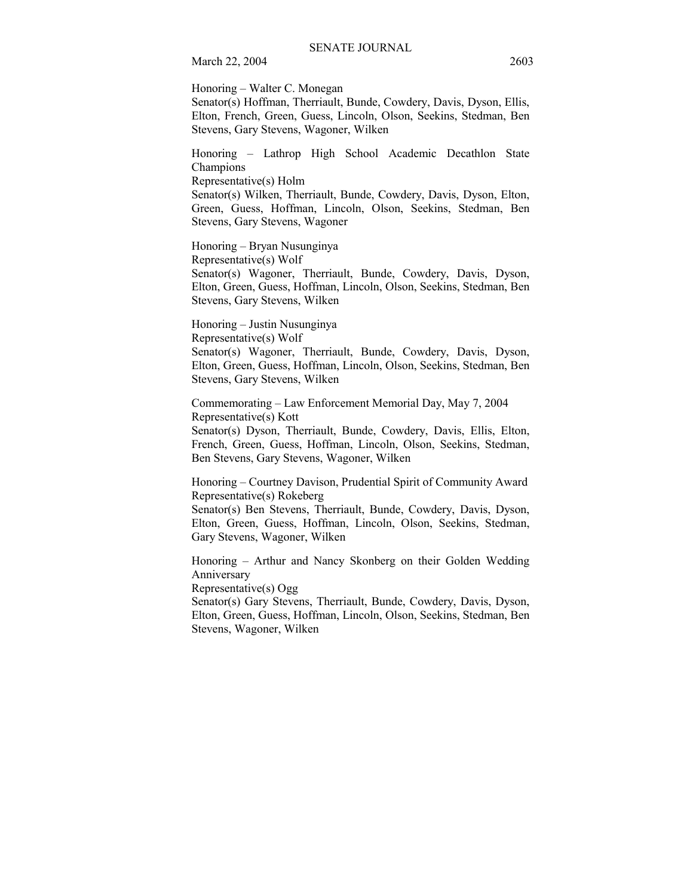Honoring – Walter C. Monegan
Senator(s) Hoffman, Therriault, Bunde, Cowdery, Davis, Dyson, Ellis, Elton, French, Green, Guess, Lincoln, Olson, Seekins, Stedman, Ben Stevens, Gary Stevens, Wagoner, Wilken

Honoring – Lathrop High School Academic Decathlon State Champions
Representative(s) Holm
Senator(s) Wilken, Therriault, Bunde, Cowdery, Davis, Dyson, Elton, Green, Guess, Hoffman, Lincoln, Olson, Seekins, Stedman, Ben Stevens, Gary Stevens, Wagoner

Honoring – Bryan Nusunginya
Representative(s) Wolf
Senator(s) Wagoner, Therriault, Bunde, Cowdery, Davis, Dyson, Elton, Green, Guess, Hoffman, Lincoln, Olson, Seekins, Stedman, Ben Stevens, Gary Stevens, Wilken

Honoring – Justin Nusunginya
Representative(s) Wolf
Senator(s) Wagoner, Therriault, Bunde, Cowdery, Davis, Dyson, Elton, Green, Guess, Hoffman, Lincoln, Olson, Seekins, Stedman, Ben Stevens, Gary Stevens, Wilken

Commemorating – Law Enforcement Memorial Day, May 7, 2004
Representative(s) Kott
Senator(s) Dyson, Therriault, Bunde, Cowdery, Davis, Ellis, Elton, French, Green, Guess, Hoffman, Lincoln, Olson, Seekins, Stedman, Ben Stevens, Gary Stevens, Wagoner, Wilken

Honoring – Courtney Davison, Prudential Spirit of Community Award
Representative(s) Rokeberg
Senator(s) Ben Stevens, Therriault, Bunde, Cowdery, Davis, Dyson, Elton, Green, Guess, Hoffman, Lincoln, Olson, Seekins, Stedman, Gary Stevens, Wagoner, Wilken

Honoring – Arthur and Nancy Skonberg on their Golden Wedding Anniversary
Representative(s) Ogg
Senator(s) Gary Stevens, Therriault, Bunde, Cowdery, Davis, Dyson, Elton, Green, Guess, Hoffman, Lincoln, Olson, Seekins, Stedman, Ben Stevens, Wagoner, Wilken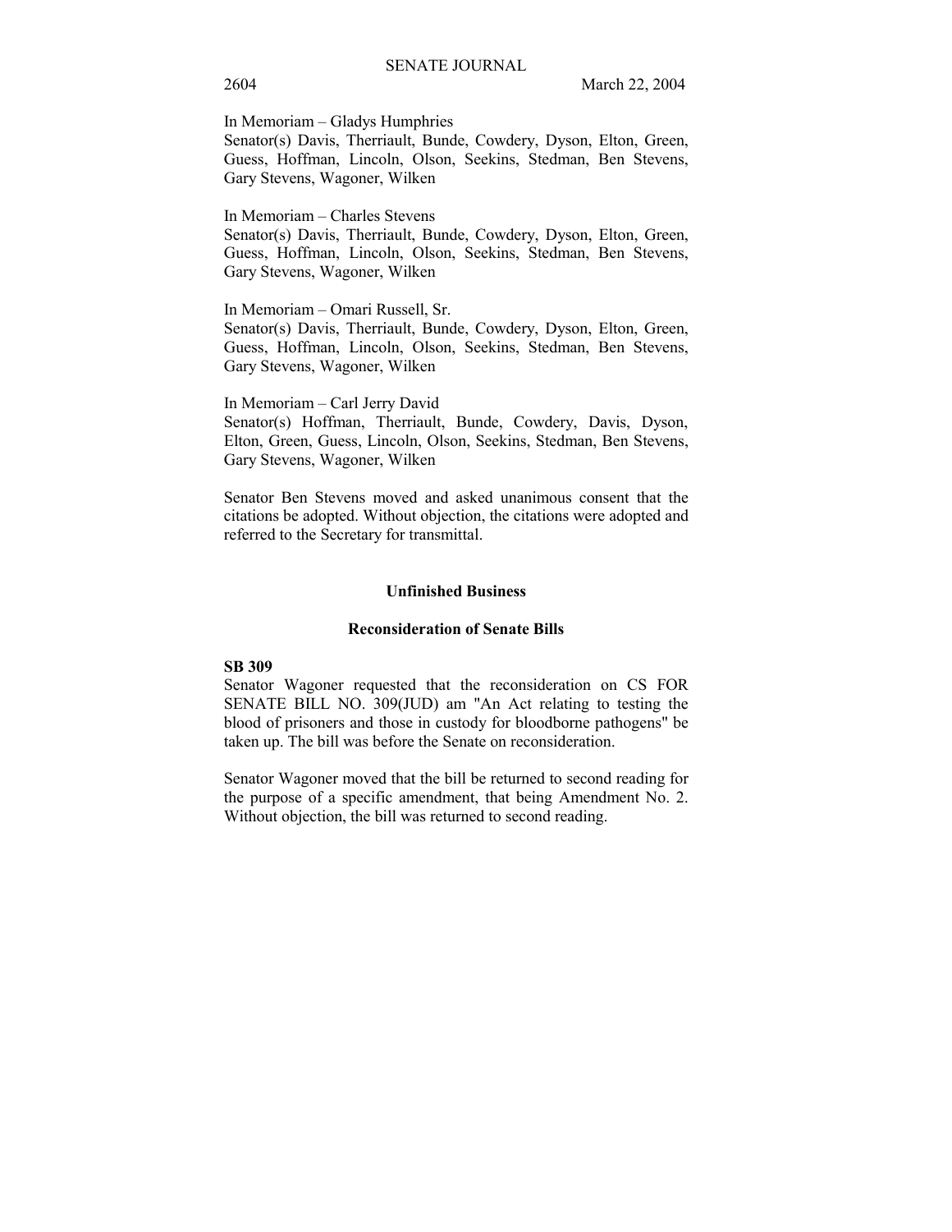In Memoriam – Gladys Humphries
Senator(s) Davis, Therriault, Bunde, Cowdery, Dyson, Elton, Green, Guess, Hoffman, Lincoln, Olson, Seekins, Stedman, Ben Stevens, Gary Stevens, Wagoner, Wilken

In Memoriam – Charles Stevens
Senator(s) Davis, Therriault, Bunde, Cowdery, Dyson, Elton, Green, Guess, Hoffman, Lincoln, Olson, Seekins, Stedman, Ben Stevens, Gary Stevens, Wagoner, Wilken

In Memoriam – Omari Russell, Sr.
Senator(s) Davis, Therriault, Bunde, Cowdery, Dyson, Elton, Green, Guess, Hoffman, Lincoln, Olson, Seekins, Stedman, Ben Stevens, Gary Stevens, Wagoner, Wilken

In Memoriam – Carl Jerry David
Senator(s) Hoffman, Therriault, Bunde, Cowdery, Davis, Dyson, Elton, Green, Guess, Lincoln, Olson, Seekins, Stedman, Ben Stevens, Gary Stevens, Wagoner, Wilken

Senator Ben Stevens moved and asked unanimous consent that the citations be adopted. Without objection, the citations were adopted and referred to the Secretary for transmittal.

## Unfinished Business

### Reconsideration of Senate Bills

**SB 309**

Senator Wagoner requested that the reconsideration on CS FOR SENATE BILL NO. 309(JUD) am "An Act relating to testing the blood of prisoners and those in custody for bloodborne pathogens" be taken up. The bill was before the Senate on reconsideration.

Senator Wagoner moved that the bill be returned to second reading for the purpose of a specific amendment, that being Amendment No. 2. Without objection, the bill was returned to second reading.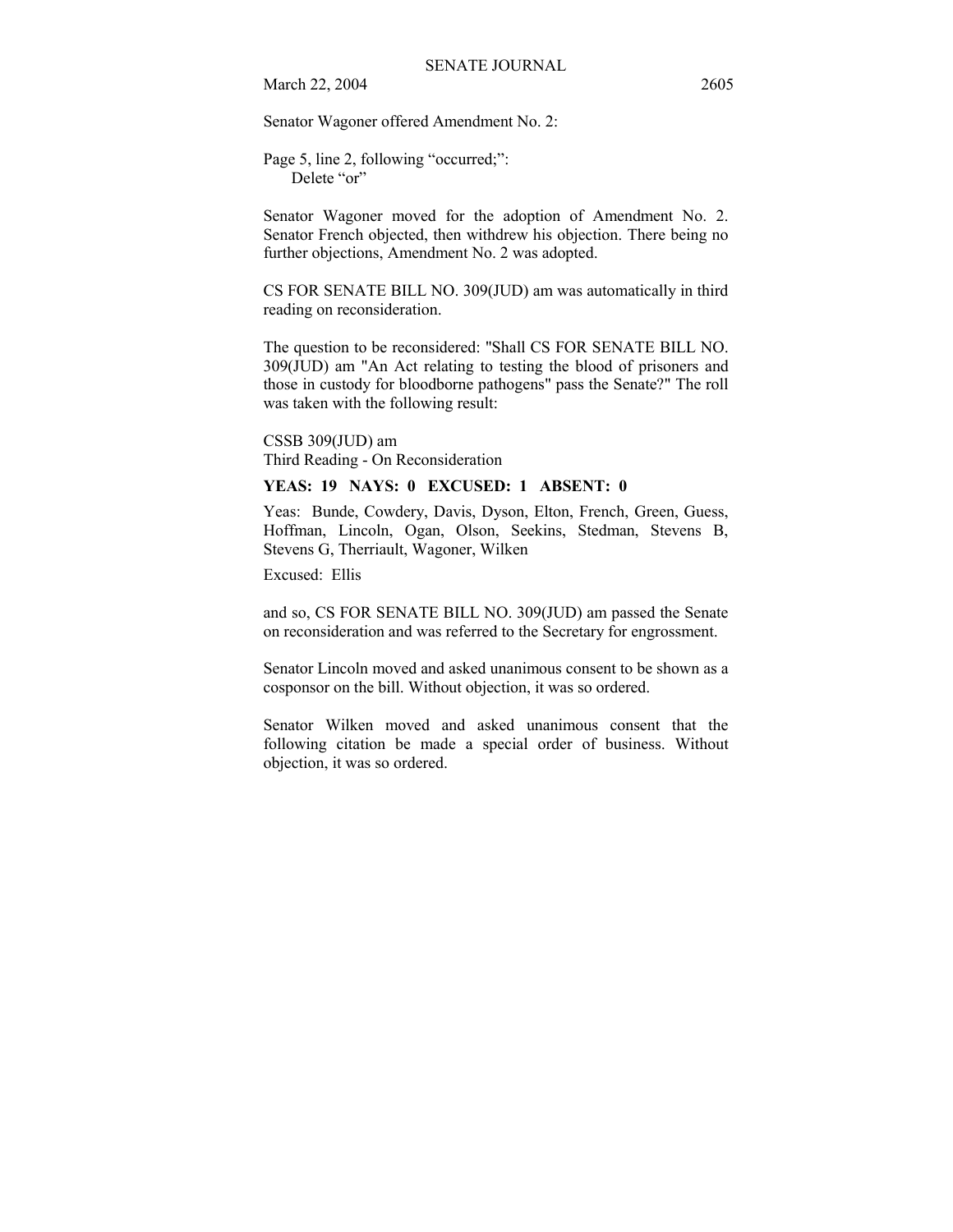Senator Wagoner offered Amendment No. 2:

Page 5, line 2, following "occurred;":
Delete "or"

Senator Wagoner moved for the adoption of Amendment No. 2. Senator French objected, then withdrew his objection. There being no further objections, Amendment No. 2 was adopted.

CS FOR SENATE BILL NO. 309(JUD) am was automatically in third reading on reconsideration.

The question to be reconsidered: "Shall CS FOR SENATE BILL NO. 309(JUD) am "An Act relating to testing the blood of prisoners and those in custody for bloodborne pathogens" pass the Senate?" The roll was taken with the following result:

CSSB 309(JUD) am
Third Reading - On Reconsideration

**YEAS: 19 NAYS: 0 EXCUSED: 1 ABSENT: 0**

Yeas: Bunde, Cowdery, Davis, Dyson, Elton, French, Green, Guess, Hoffman, Lincoln, Ogan, Olson, Seekins, Stedman, Stevens B, Stevens G, Therriault, Wagoner, Wilken

Excused: Ellis

and so, CS FOR SENATE BILL NO. 309(JUD) am passed the Senate on reconsideration and was referred to the Secretary for engrossment.

Senator Lincoln moved and asked unanimous consent to be shown as a cosponsor on the bill. Without objection, it was so ordered.

Senator Wilken moved and asked unanimous consent that the following citation be made a special order of business. Without objection, it was so ordered.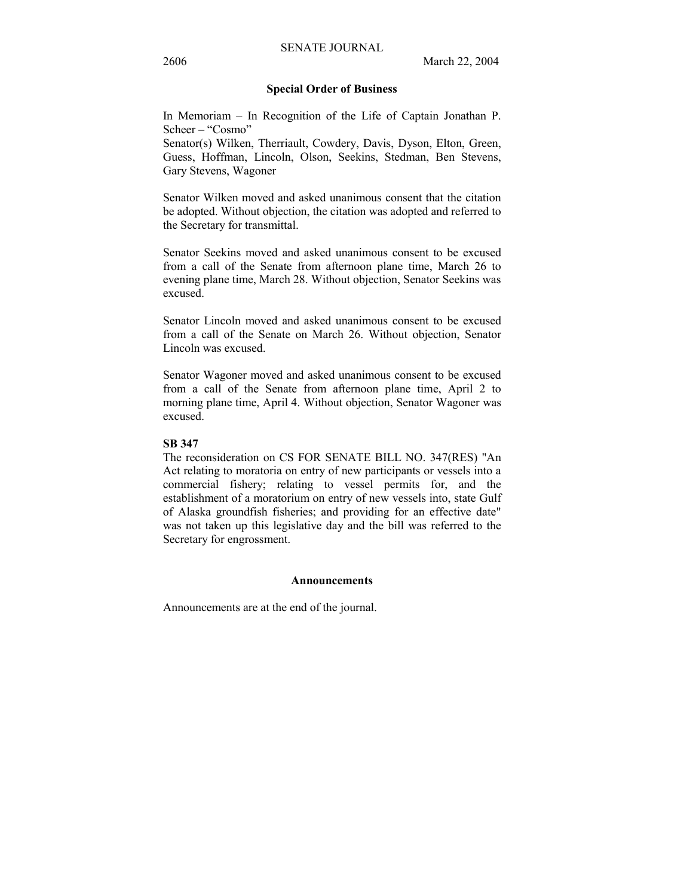## Special Order of Business

In Memoriam – In Recognition of the Life of Captain Jonathan P. Scheer – "Cosmo"
Senator(s) Wilken, Therriault, Cowdery, Davis, Dyson, Elton, Green, Guess, Hoffman, Lincoln, Olson, Seekins, Stedman, Ben Stevens, Gary Stevens, Wagoner

Senator Wilken moved and asked unanimous consent that the citation be adopted. Without objection, the citation was adopted and referred to the Secretary for transmittal.

Senator Seekins moved and asked unanimous consent to be excused from a call of the Senate from afternoon plane time, March 26 to evening plane time, March 28. Without objection, Senator Seekins was excused.

Senator Lincoln moved and asked unanimous consent to be excused from a call of the Senate on March 26. Without objection, Senator Lincoln was excused.

Senator Wagoner moved and asked unanimous consent to be excused from a call of the Senate from afternoon plane time, April 2 to morning plane time, April 4. Without objection, Senator Wagoner was excused.

**SB 347**

The reconsideration on CS FOR SENATE BILL NO. 347(RES) "An Act relating to moratoria on entry of new participants or vessels into a commercial fishery; relating to vessel permits for, and the establishment of a moratorium on entry of new vessels into, state Gulf of Alaska groundfish fisheries; and providing for an effective date" was not taken up this legislative day and the bill was referred to the Secretary for engrossment.

## Announcements

Announcements are at the end of the journal.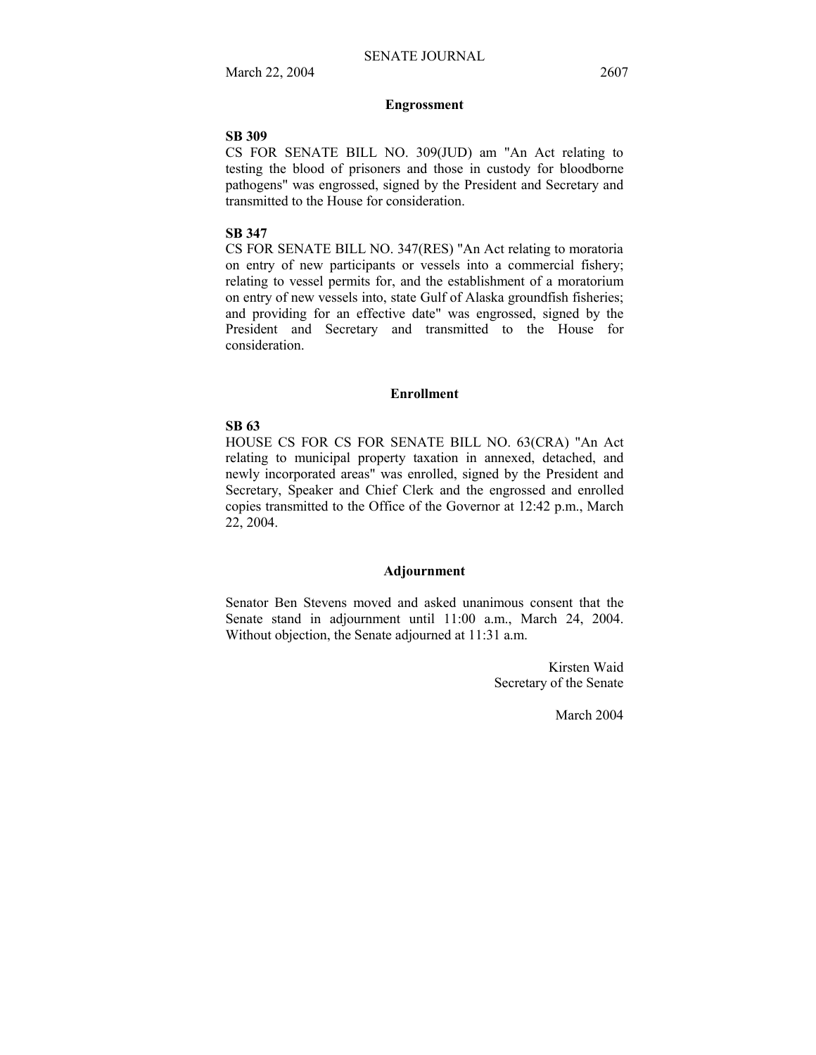## Engrossment

**SB 309**

CS FOR SENATE BILL NO. 309(JUD) am "An Act relating to testing the blood of prisoners and those in custody for bloodborne pathogens" was engrossed, signed by the President and Secretary and transmitted to the House for consideration.

**SB 347**

CS FOR SENATE BILL NO. 347(RES) "An Act relating to moratoria on entry of new participants or vessels into a commercial fishery; relating to vessel permits for, and the establishment of a moratorium on entry of new vessels into, state Gulf of Alaska groundfish fisheries; and providing for an effective date" was engrossed, signed by the President and Secretary and transmitted to the House for consideration.

## Enrollment

**SB 63**

HOUSE CS FOR CS FOR SENATE BILL NO. 63(CRA) "An Act relating to municipal property taxation in annexed, detached, and newly incorporated areas" was enrolled, signed by the President and Secretary, Speaker and Chief Clerk and the engrossed and enrolled copies transmitted to the Office of the Governor at 12:42 p.m., March 22, 2004.

## Adjournment

Senator Ben Stevens moved and asked unanimous consent that the Senate stand in adjournment until 11:00 a.m., March 24, 2004. Without objection, the Senate adjourned at 11:31 a.m.

Kirsten Waid
Secretary of the Senate

March 2004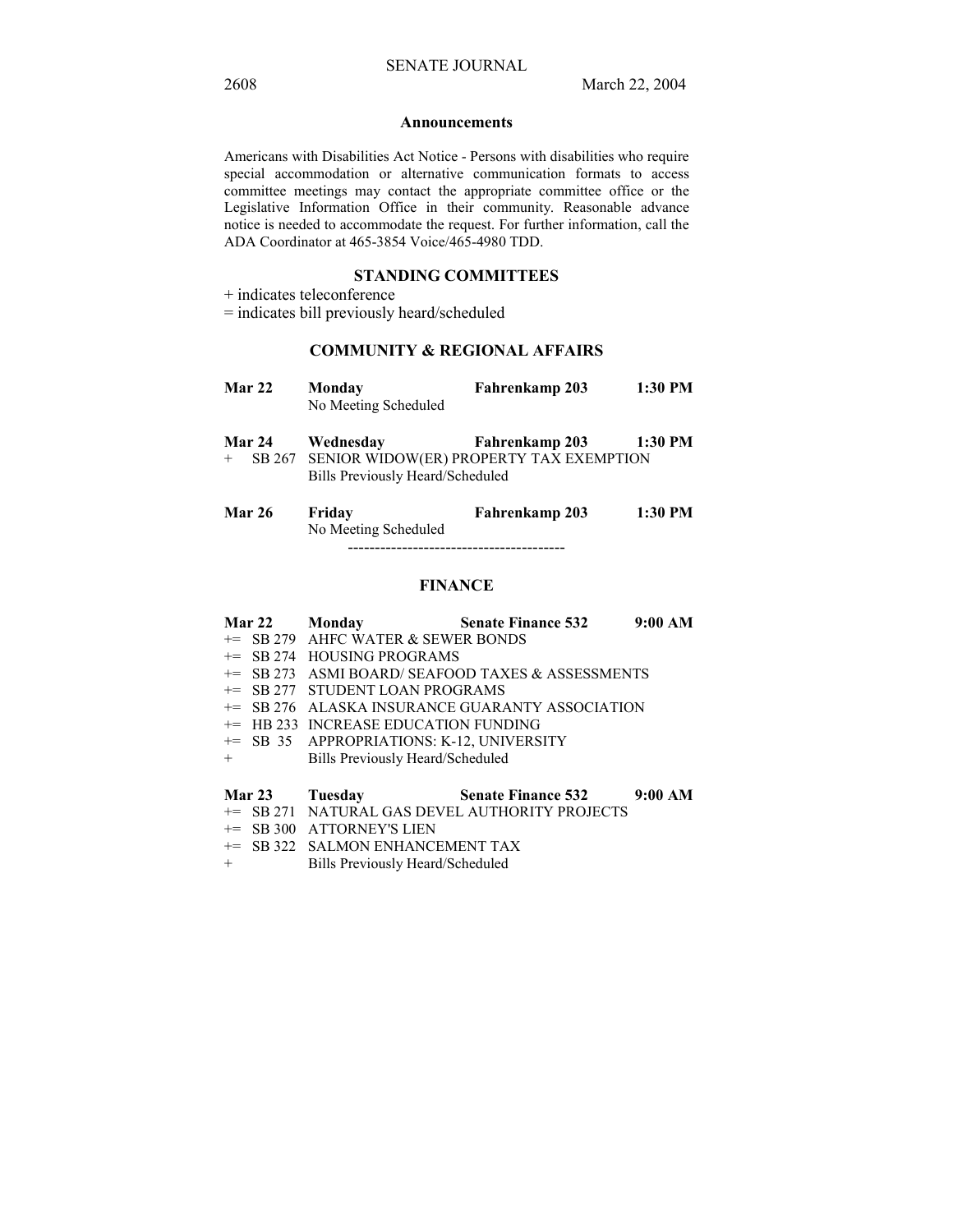## Announcements

Americans with Disabilities Act Notice - Persons with disabilities who require special accommodation or alternative communication formats to access committee meetings may contact the appropriate committee office or the Legislative Information Office in their community. Reasonable advance notice is needed to accommodate the request. For further information, call the ADA Coordinator at 465-3854 Voice/465-4980 TDD.

## STANDING COMMITTEES

+ indicates teleconference
= indicates bill previously heard/scheduled

### COMMUNITY & REGIONAL AFFAIRS

**Mar 22 Monday Fahrenkamp 203 1:30 PM**
No Meeting Scheduled

**Mar 24 Wednesday Fahrenkamp 203 1:30 PM**
+ SB 267 SENIOR WIDOW(ER) PROPERTY TAX EXEMPTION
Bills Previously Heard/Scheduled

**Mar 26 Friday Fahrenkamp 203 1:30 PM**
No Meeting Scheduled

----------------------------------------

### FINANCE

**Mar 22 Monday Senate Finance 532 9:00 AM**
+= SB 279 AHFC WATER & SEWER BONDS
+= SB 274 HOUSING PROGRAMS
+= SB 273 ASMI BOARD/ SEAFOOD TAXES & ASSESSMENTS
+= SB 277 STUDENT LOAN PROGRAMS
+= SB 276 ALASKA INSURANCE GUARANTY ASSOCIATION
+= HB 233 INCREASE EDUCATION FUNDING
+= SB 35 APPROPRIATIONS: K-12, UNIVERSITY
+ Bills Previously Heard/Scheduled

**Mar 23 Tuesday Senate Finance 532 9:00 AM**
+= SB 271 NATURAL GAS DEVEL AUTHORITY PROJECTS
+= SB 300 ATTORNEY'S LIEN
+= SB 322 SALMON ENHANCEMENT TAX
+ Bills Previously Heard/Scheduled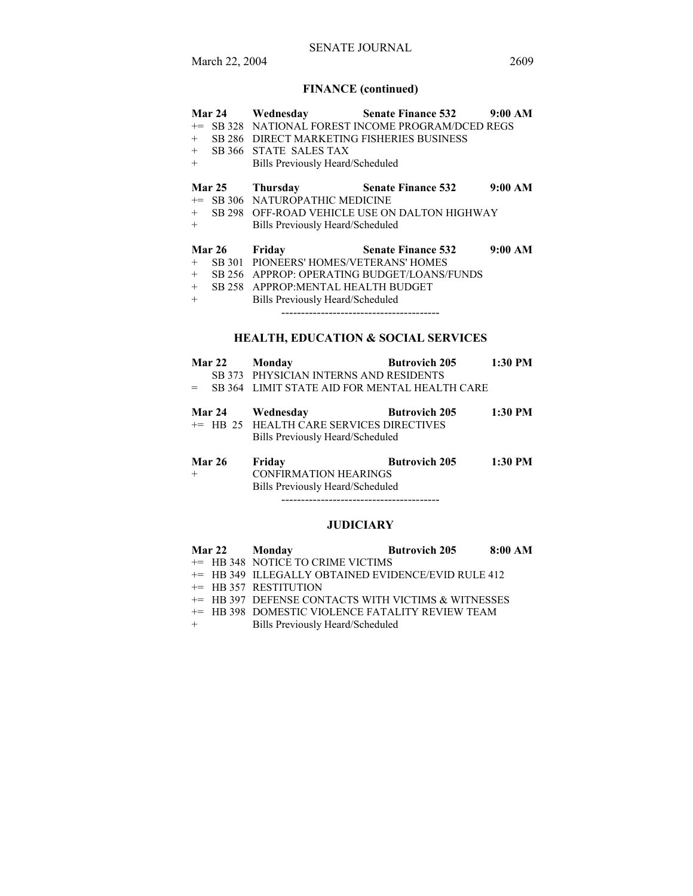## FINANCE (continued)

**Mar 24 Wednesday Senate Finance 532 9:00 AM**

+= SB 328 NATIONAL FOREST INCOME PROGRAM/DCED REGS
+ SB 286 DIRECT MARKETING FISHERIES BUSINESS
+ SB 366 STATE SALES TAX
+ Bills Previously Heard/Scheduled

**Mar 25 Thursday Senate Finance 532 9:00 AM**

+= SB 306 NATUROPATHIC MEDICINE
+ SB 298 OFF-ROAD VEHICLE USE ON DALTON HIGHWAY
+ Bills Previously Heard/Scheduled

**Mar 26 Friday Senate Finance 532 9:00 AM**

+ SB 301 PIONEERS' HOMES/VETERANS' HOMES
+ SB 256 APPROP: OPERATING BUDGET/LOANS/FUNDS
+ SB 258 APPROP:MENTAL HEALTH BUDGET
+ Bills Previously Heard/Scheduled

----------------------------------------

## HEALTH, EDUCATION & SOCIAL SERVICES

**Mar 22 Monday Butrovich 205 1:30 PM**

SB 373 PHYSICIAN INTERNS AND RESIDENTS
= SB 364 LIMIT STATE AID FOR MENTAL HEALTH CARE

**Mar 24 Wednesday Butrovich 205 1:30 PM**

+= HB 25 HEALTH CARE SERVICES DIRECTIVES
Bills Previously Heard/Scheduled

**Mar 26 Friday Butrovich 205 1:30 PM**

+ CONFIRMATION HEARINGS
Bills Previously Heard/Scheduled

----------------------------------------

## JUDICIARY

**Mar 22 Monday Butrovich 205 8:00 AM**

+= HB 348 NOTICE TO CRIME VICTIMS
+= HB 349 ILLEGALLY OBTAINED EVIDENCE/EVID RULE 412
+= HB 357 RESTITUTION
+= HB 397 DEFENSE CONTACTS WITH VICTIMS & WITNESSES
+= HB 398 DOMESTIC VIOLENCE FATALITY REVIEW TEAM
+ Bills Previously Heard/Scheduled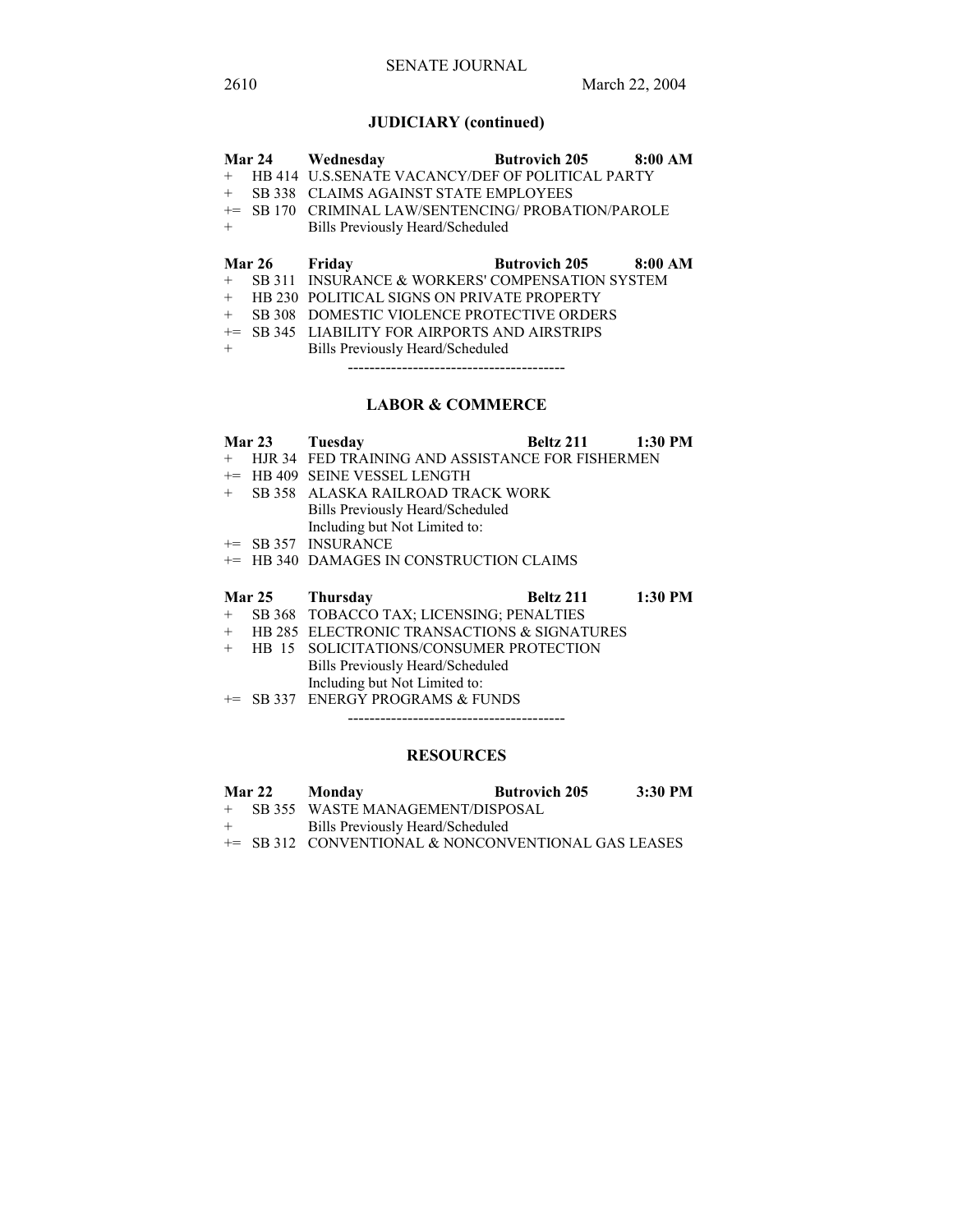## JUDICIARY (continued)

**Mar 24 Wednesday Butrovich 205 8:00 AM**

+ HB 414 U.S.SENATE VACANCY/DEF OF POLITICAL PARTY
+ SB 338 CLAIMS AGAINST STATE EMPLOYEES
+= SB 170 CRIMINAL LAW/SENTENCING/ PROBATION/PAROLE
+ Bills Previously Heard/Scheduled

**Mar 26 Friday Butrovich 205 8:00 AM**

+ SB 311 INSURANCE & WORKERS' COMPENSATION SYSTEM
+ HB 230 POLITICAL SIGNS ON PRIVATE PROPERTY
+ SB 308 DOMESTIC VIOLENCE PROTECTIVE ORDERS
+= SB 345 LIABILITY FOR AIRPORTS AND AIRSTRIPS
+ Bills Previously Heard/Scheduled

----------------------------------------

## LABOR & COMMERCE

**Mar 23 Tuesday Beltz 211 1:30 PM**

+ HJR 34 FED TRAINING AND ASSISTANCE FOR FISHERMEN
+= HB 409 SEINE VESSEL LENGTH
+ SB 358 ALASKA RAILROAD TRACK WORK
Bills Previously Heard/Scheduled
Including but Not Limited to:
+= SB 357 INSURANCE
+= HB 340 DAMAGES IN CONSTRUCTION CLAIMS

**Mar 25 Thursday Beltz 211 1:30 PM**

+ SB 368 TOBACCO TAX; LICENSING; PENALTIES
+ HB 285 ELECTRONIC TRANSACTIONS & SIGNATURES
+ HB 15 SOLICITATIONS/CONSUMER PROTECTION
Bills Previously Heard/Scheduled
Including but Not Limited to:
+= SB 337 ENERGY PROGRAMS & FUNDS

----------------------------------------

## RESOURCES

**Mar 22 Monday Butrovich 205 3:30 PM**

+ SB 355 WASTE MANAGEMENT/DISPOSAL
+ Bills Previously Heard/Scheduled
+= SB 312 CONVENTIONAL & NONCONVENTIONAL GAS LEASES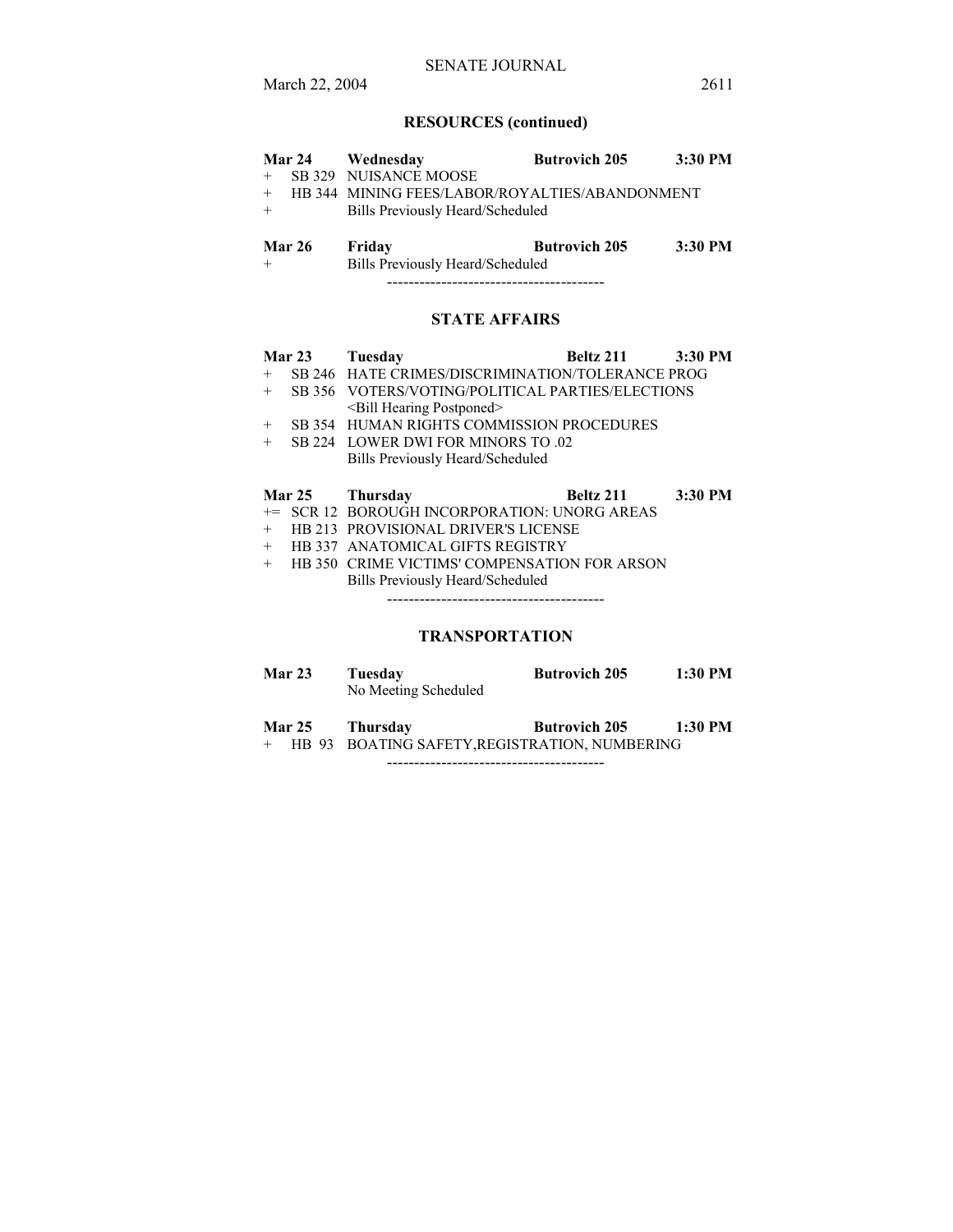## RESOURCES (continued)

| **Mar 24** | **Wednesday** | **Butrovich 205** | **3:30 PM** |
|---|---|---|---|
| + | SB 329 NUISANCE MOOSE | | |
| + | HB 344 MINING FEES/LABOR/ROYALTIES/ABANDONMENT | | |
| + | Bills Previously Heard/Scheduled | | |

| **Mar 26** | **Friday** | **Butrovich 205** | **3:30 PM** |
|---|---|---|---|
| + | Bills Previously Heard/Scheduled | | |

----------------------------------------

## STATE AFFAIRS

| **Mar 23** | **Tuesday** | **Beltz 211** | **3:30 PM** |
|---|---|---|---|
| + | SB 246 HATE CRIMES/DISCRIMINATION/TOLERANCE PROG | | |
| + | SB 356 VOTERS/VOTING/POLITICAL PARTIES/ELECTIONS <Bill Hearing Postponed> | | |
| + | SB 354 HUMAN RIGHTS COMMISSION PROCEDURES | | |
| + | SB 224 LOWER DWI FOR MINORS TO .02 | | |
| | Bills Previously Heard/Scheduled | | |

| **Mar 25** | **Thursday** | **Beltz 211** | **3:30 PM** |
|---|---|---|---|
| += | SCR 12 BOROUGH INCORPORATION: UNORG AREAS | | |
| + | HB 213 PROVISIONAL DRIVER'S LICENSE | | |
| + | HB 337 ANATOMICAL GIFTS REGISTRY | | |
| + | HB 350 CRIME VICTIMS' COMPENSATION FOR ARSON | | |
| | Bills Previously Heard/Scheduled | | |

----------------------------------------

## TRANSPORTATION

| **Mar 23** | **Tuesday** | **Butrovich 205** | **1:30 PM** |
|---|---|---|---|
| | No Meeting Scheduled | | |

| **Mar 25** | **Thursday** | **Butrovich 205** | **1:30 PM** |
|---|---|---|---|
| + | HB 93 BOATING SAFETY,REGISTRATION, NUMBERING | | |

----------------------------------------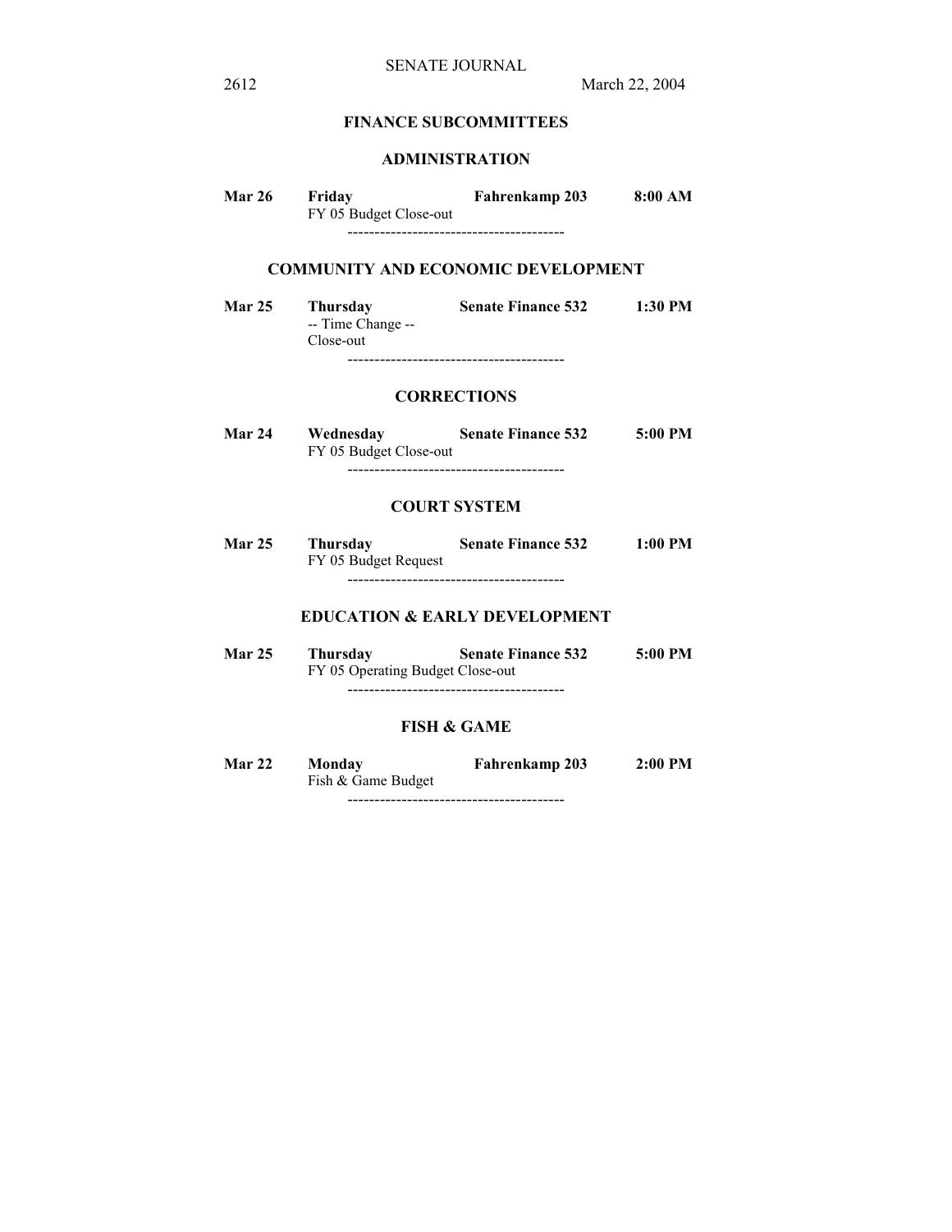## FINANCE SUBCOMMITTEES

### ADMINISTRATION

**Mar 26** **Friday** **Fahrenkamp 203** **8:00 AM**
FY 05 Budget Close-out

----------------------------------------

### COMMUNITY AND ECONOMIC DEVELOPMENT

**Mar 25** **Thursday** **Senate Finance 532** **1:30 PM**
-- Time Change --
Close-out

----------------------------------------

### CORRECTIONS

**Mar 24** **Wednesday** **Senate Finance 532** **5:00 PM**
FY 05 Budget Close-out

----------------------------------------

### COURT SYSTEM

**Mar 25** **Thursday** **Senate Finance 532** **1:00 PM**
FY 05 Budget Request

----------------------------------------

### EDUCATION & EARLY DEVELOPMENT

**Mar 25** **Thursday** **Senate Finance 532** **5:00 PM**
FY 05 Operating Budget Close-out

----------------------------------------

### FISH & GAME

**Mar 22** **Monday** **Fahrenkamp 203** **2:00 PM**
Fish & Game Budget

----------------------------------------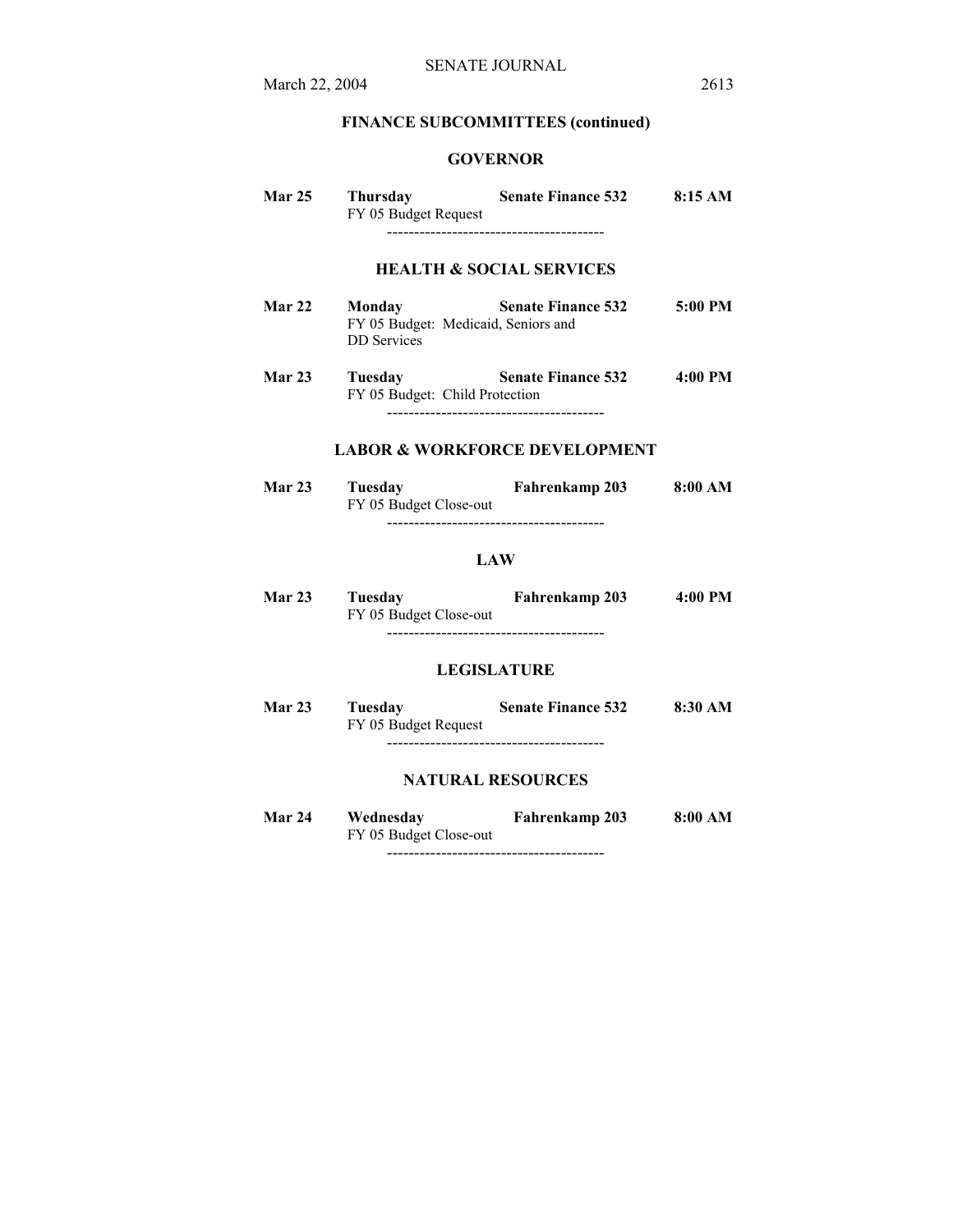## FINANCE SUBCOMMITTEES (continued)

### GOVERNOR

**Mar 25 Thursday Senate Finance 532 8:15 AM**
FY 05 Budget Request

----------------------------------------

### HEALTH & SOCIAL SERVICES

**Mar 22 Monday Senate Finance 532 5:00 PM**
FY 05 Budget: Medicaid, Seniors and DD Services

**Mar 23 Tuesday Senate Finance 532 4:00 PM**
FY 05 Budget: Child Protection

----------------------------------------

### LABOR & WORKFORCE DEVELOPMENT

**Mar 23 Tuesday Fahrenkamp 203 8:00 AM**
FY 05 Budget Close-out

----------------------------------------

### LAW

**Mar 23 Tuesday Fahrenkamp 203 4:00 PM**
FY 05 Budget Close-out

----------------------------------------

### LEGISLATURE

**Mar 23 Tuesday Senate Finance 532 8:30 AM**
FY 05 Budget Request

----------------------------------------

### NATURAL RESOURCES

**Mar 24 Wednesday Fahrenkamp 203 8:00 AM**
FY 05 Budget Close-out

----------------------------------------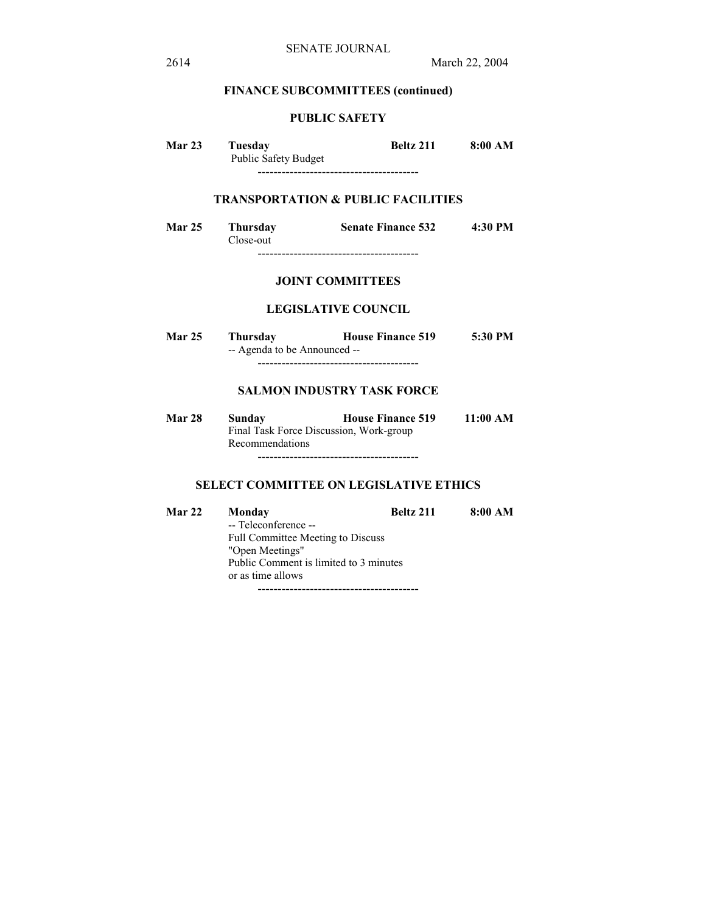## FINANCE SUBCOMMITTEES (continued)

### PUBLIC SAFETY

| | | | |
|---|---|---|---|
| **Mar 23** | **Tuesday** | **Beltz 211** | **8:00 AM** |
| | Public Safety Budget | | |

----------------------------------------

### TRANSPORTATION & PUBLIC FACILITIES

| | | | |
|---|---|---|---|
| **Mar 25** | **Thursday** | **Senate Finance 532** | **4:30 PM** |
| | Close-out | | |

----------------------------------------

## JOINT COMMITTEES

### LEGISLATIVE COUNCIL

| | | | |
|---|---|---|---|
| **Mar 25** | **Thursday** | **House Finance 519** | **5:30 PM** |
| | -- Agenda to be Announced -- | | |

----------------------------------------

### SALMON INDUSTRY TASK FORCE

| | | | |
|---|---|---|---|
| **Mar 28** | **Sunday** | **House Finance 519** | **11:00 AM** |
| | Final Task Force Discussion, Work-group Recommendations | | |

----------------------------------------

### SELECT COMMITTEE ON LEGISLATIVE ETHICS

| | | | |
|---|---|---|---|
| **Mar 22** | **Monday** | **Beltz 211** | **8:00 AM** |
| | -- Teleconference -- | | |
| | Full Committee Meeting to Discuss "Open Meetings" | | |
| | Public Comment is limited to 3 minutes or as time allows | | |

----------------------------------------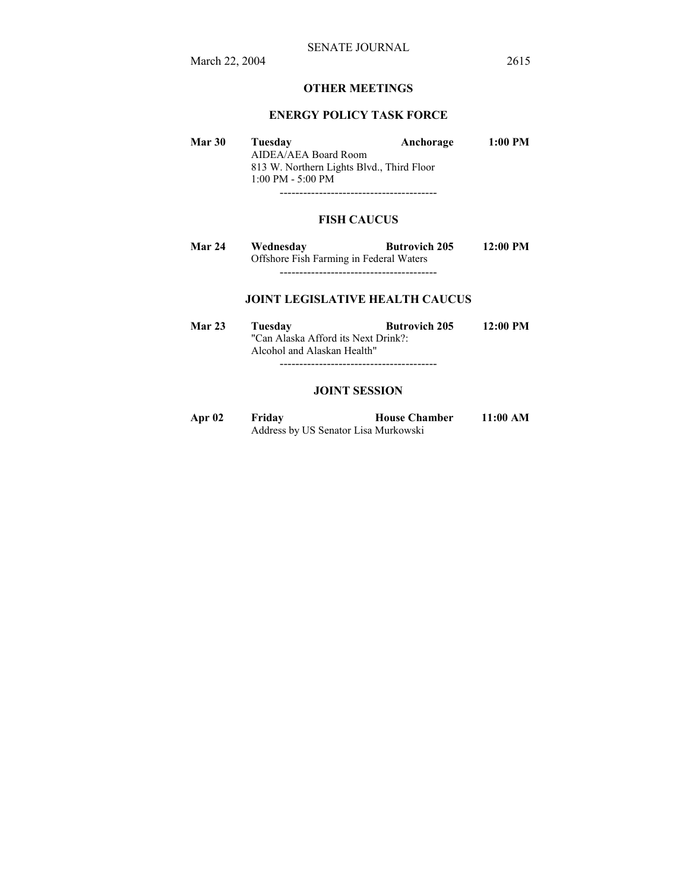## OTHER MEETINGS

### ENERGY POLICY TASK FORCE

**Mar 30 Tuesday Anchorage 1:00 PM**
AIDEA/AEA Board Room
813 W. Northern Lights Blvd., Third Floor
1:00 PM - 5:00 PM

----------------------------------------

### FISH CAUCUS

**Mar 24 Wednesday Butrovich 205 12:00 PM**
Offshore Fish Farming in Federal Waters

----------------------------------------

### JOINT LEGISLATIVE HEALTH CAUCUS

**Mar 23 Tuesday Butrovich 205 12:00 PM**
"Can Alaska Afford its Next Drink?:
Alcohol and Alaskan Health"

----------------------------------------

### JOINT SESSION

**Apr 02 Friday House Chamber 11:00 AM**
Address by US Senator Lisa Murkowski